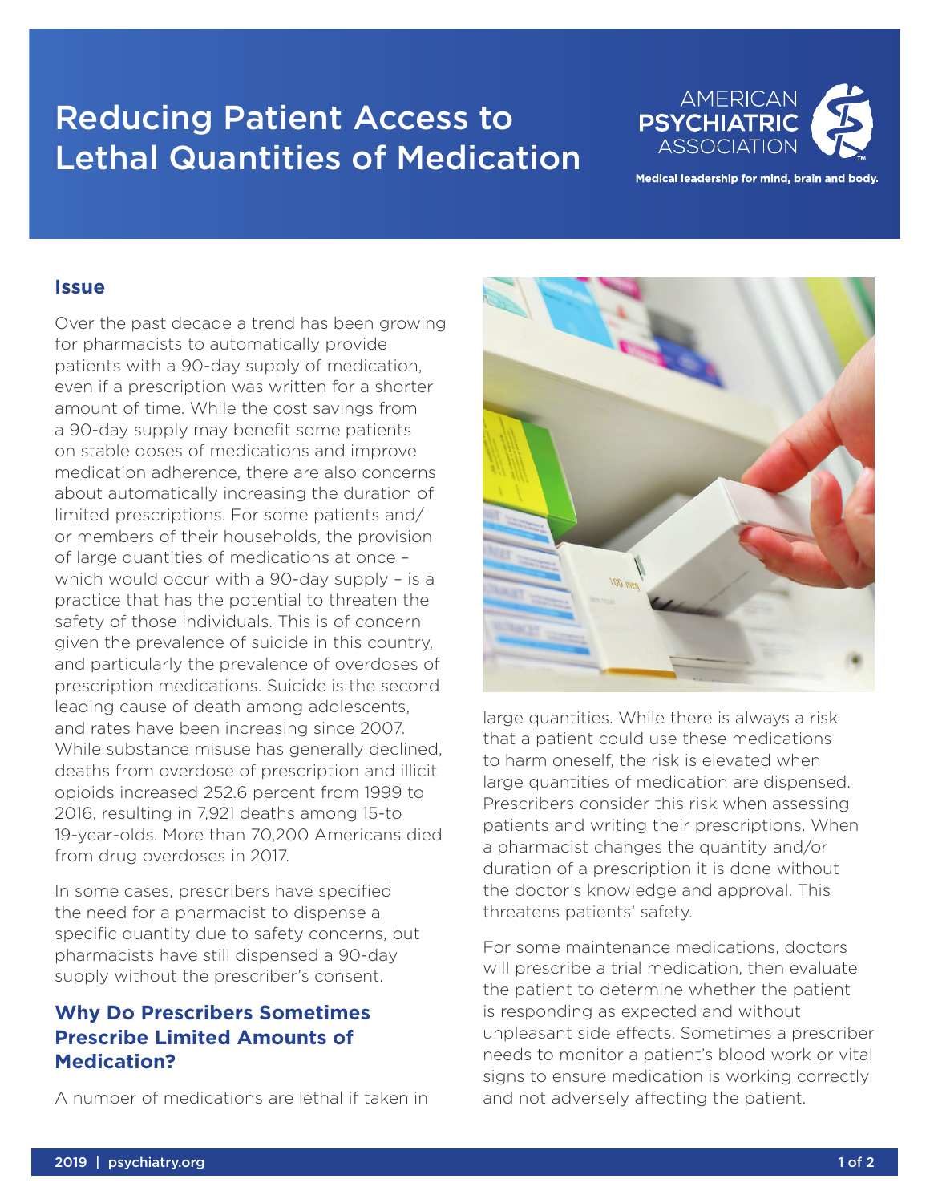# Reducing Patient Access to Lethal Quantities of Medication

AMERICAN PSYCHIATRIC ASSOCIATION

Medical leadership for mind, brain and body.

## Issue

Over the past decade a trend has been growing for pharmacists to automatically provide patients with a 90-day supply of medication, even if a prescription was written for a shorter amount of time. While the cost savings from a 90-day supply may benefit some patients on stable doses of medications and improve medication adherence, there are also concerns about automatically increasing the duration of limited prescriptions. For some patients and/or members of their households, the provision of large quantities of medications at once – which would occur with a 90-day supply – is a practice that has the potential to threaten the safety of those individuals. This is of concern given the prevalence of suicide in this country, and particularly the prevalence of overdoses of prescription medications. Suicide is the second leading cause of death among adolescents, and rates have been increasing since 2007. While substance misuse has generally declined, deaths from overdose of prescription and illicit opioids increased 252.6 percent from 1999 to 2016, resulting in 7,921 deaths among 15-to 19-year-olds. More than 70,200 Americans died from drug overdoses in 2017.

In some cases, prescribers have specified the need for a pharmacist to dispense a specific quantity due to safety concerns, but pharmacists have still dispensed a 90-day supply without the prescriber's consent.

## Why Do Prescribers Sometimes Prescribe Limited Amounts of Medication?

A number of medications are lethal if taken in large quantities. While there is always a risk that a patient could use these medications to harm oneself, the risk is elevated when large quantities of medication are dispensed. Prescribers consider this risk when assessing patients and writing their prescriptions. When a pharmacist changes the quantity and/or duration of a prescription it is done without the doctor's knowledge and approval. This threatens patients' safety.

For some maintenance medications, doctors will prescribe a trial medication, then evaluate the patient to determine whether the patient is responding as expected and without unpleasant side effects. Sometimes a prescriber needs to monitor a patient's blood work or vital signs to ensure medication is working correctly and not adversely affecting the patient.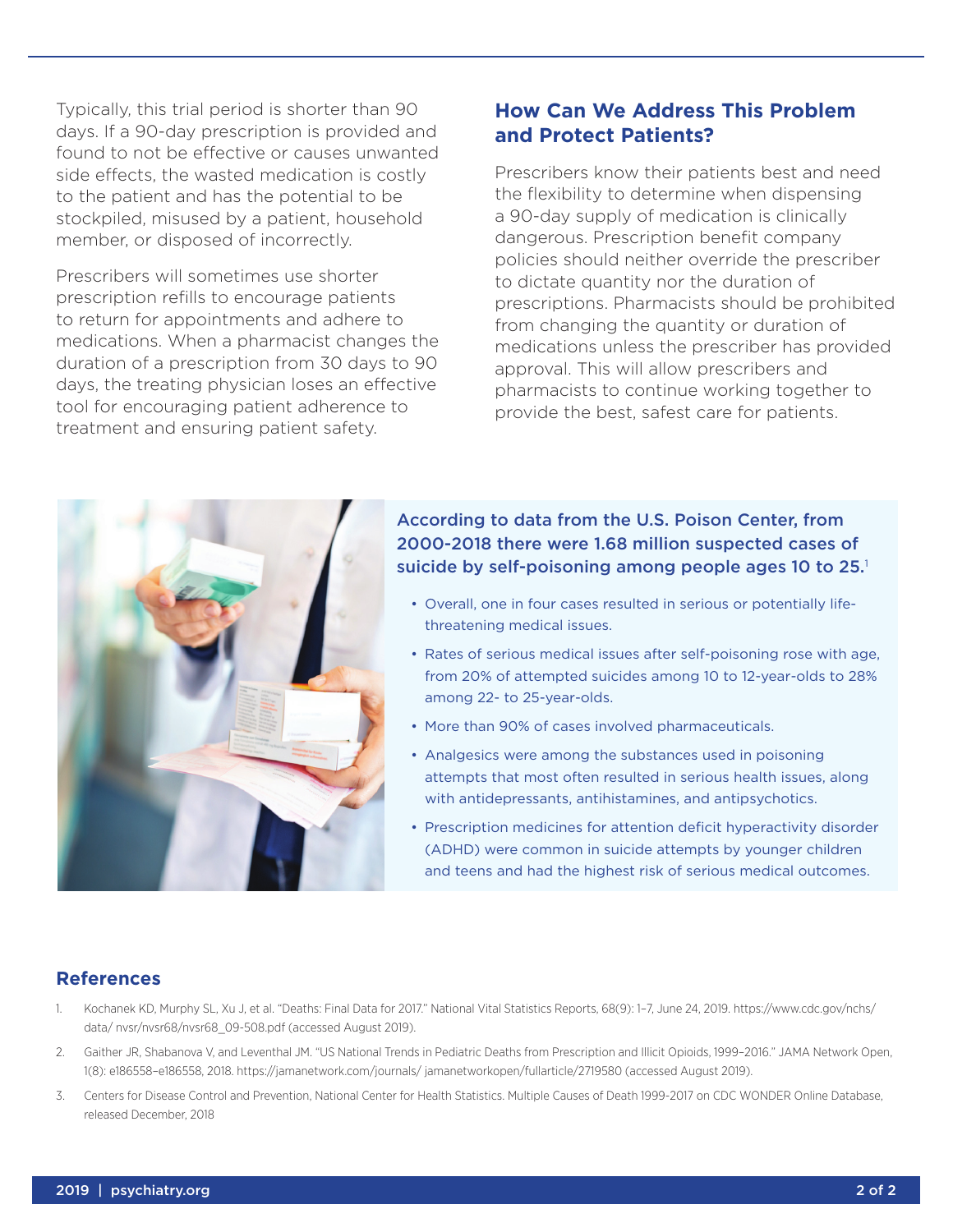Typically, this trial period is shorter than 90 days. If a 90-day prescription is provided and found to not be effective or causes unwanted side effects, the wasted medication is costly to the patient and has the potential to be stockpiled, misused by a patient, household member, or disposed of incorrectly.

Prescribers will sometimes use shorter prescription refills to encourage patients to return for appointments and adhere to medications. When a pharmacist changes the duration of a prescription from 30 days to 90 days, the treating physician loses an effective tool for encouraging patient adherence to treatment and ensuring patient safety.

## How Can We Address This Problem and Protect Patients?

Prescribers know their patients best and need the flexibility to determine when dispensing a 90-day supply of medication is clinically dangerous. Prescription benefit company policies should neither override the prescriber to dictate quantity nor the duration of prescriptions. Pharmacists should be prohibited from changing the quantity or duration of medications unless the prescriber has provided approval. This will allow prescribers and pharmacists to continue working together to provide the best, safest care for patients.

**According to data from the U.S. Poison Center, from 2000-2018 there were 1.68 million suspected cases of suicide by self-poisoning among people ages 10 to 25.**[1]

- Overall, one in four cases resulted in serious or potentially life-threatening medical issues.
- Rates of serious medical issues after self-poisoning rose with age, from 20% of attempted suicides among 10 to 12-year-olds to 28% among 22- to 25-year-olds.
- More than 90% of cases involved pharmaceuticals.
- Analgesics were among the substances used in poisoning attempts that most often resulted in serious health issues, along with antidepressants, antihistamines, and antipsychotics.
- Prescription medicines for attention deficit hyperactivity disorder (ADHD) were common in suicide attempts by younger children and teens and had the highest risk of serious medical outcomes.

## References

1. Kochanek KD, Murphy SL, Xu J, et al. "Deaths: Final Data for 2017." National Vital Statistics Reports, 68(9): 1–7, June 24, 2019. https://www.cdc.gov/nchs/data/ nvsr/nvsr68/nvsr68_09-508.pdf (accessed August 2019).
2. Gaither JR, Shabanova V, and Leventhal JM. "US National Trends in Pediatric Deaths from Prescription and Illicit Opioids, 1999–2016." JAMA Network Open, 1(8): e186558–e186558, 2018. https://jamanetwork.com/journals/ jamanetworkopen/fullarticle/2719580 (accessed August 2019).
3. Centers for Disease Control and Prevention, National Center for Health Statistics. Multiple Causes of Death 1999-2017 on CDC WONDER Online Database, released December, 2018